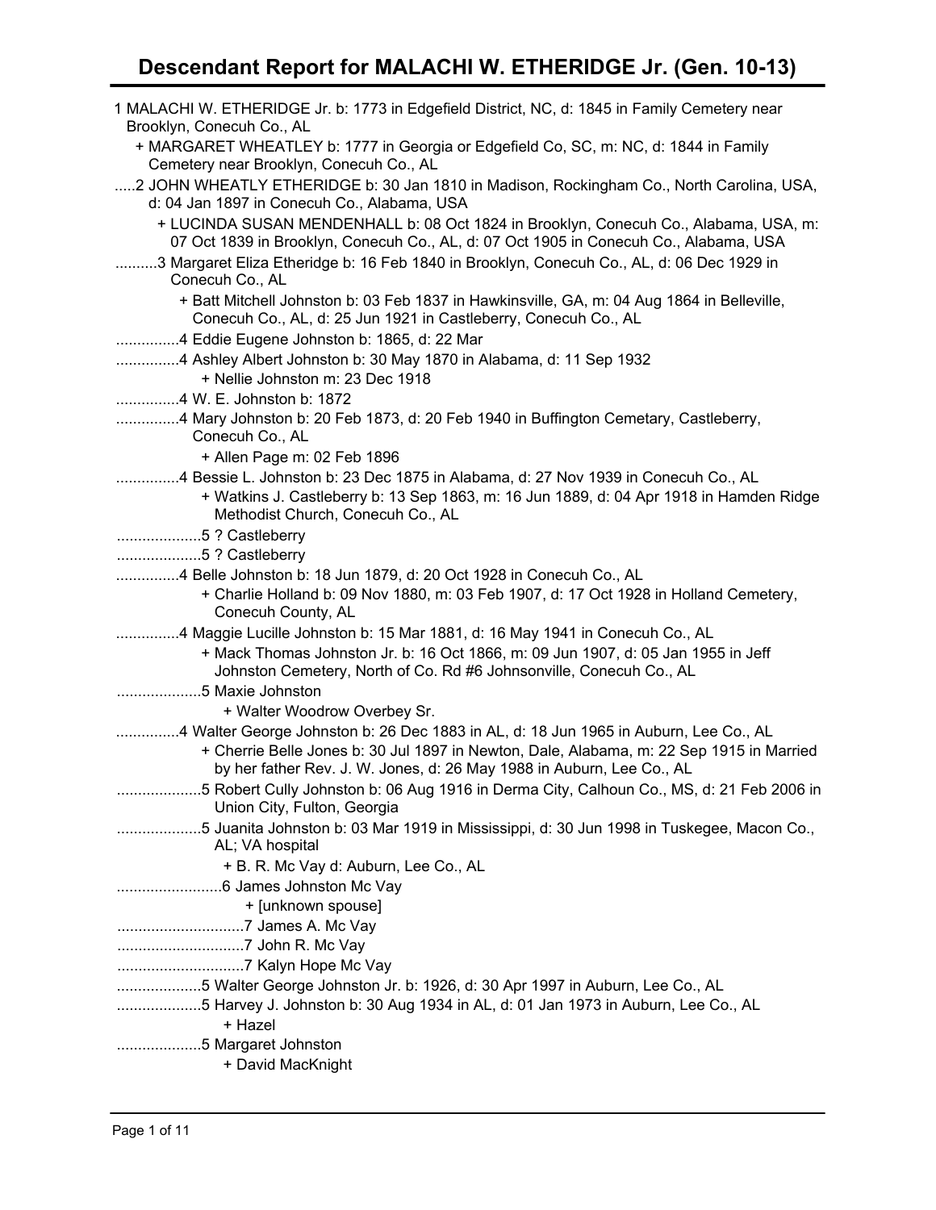# Descendant Report for MALACHI W. ETHERIDGE Jr. (Gen. 10-13)

1 MALACHI W. ETHERIDGE Jr. b: 1773 in Edgefield District, NC, d: 1845 in Family Cemetery near Brooklyn, Conecuh Co., AL

+ MARGARET WHEATLEY b: 1777 in Georgia or Edgefield Co, SC, m: NC, d: 1844 in Family Cemetery near Brooklyn, Conecuh Co., AL

.....2 JOHN WHEATLY ETHERIDGE b: 30 Jan 1810 in Madison, Rockingham Co., North Carolina, USA, d: 04 Jan 1897 in Conecuh Co., Alabama, USA

+ LUCINDA SUSAN MENDENHALL b: 08 Oct 1824 in Brooklyn, Conecuh Co., Alabama, USA, m: 07 Oct 1839 in Brooklyn, Conecuh Co., AL, d: 07 Oct 1905 in Conecuh Co., Alabama, USA

..........3 Margaret Eliza Etheridge b: 16 Feb 1840 in Brooklyn, Conecuh Co., AL, d: 06 Dec 1929 in Conecuh Co., AL

+ Batt Mitchell Johnston b: 03 Feb 1837 in Hawkinsville, GA, m: 04 Aug 1864 in Belleville, Conecuh Co., AL, d: 25 Jun 1921 in Castleberry, Conecuh Co., AL

...............4 Eddie Eugene Johnston b: 1865, d: 22 Mar

...............4 Ashley Albert Johnston b: 30 May 1870 in Alabama, d: 11 Sep 1932

+ Nellie Johnston m: 23 Dec 1918

...............4 W. E. Johnston b: 1872

...............4 Mary Johnston b: 20 Feb 1873, d: 20 Feb 1940 in Buffington Cemetary, Castleberry, Conecuh Co., AL

+ Allen Page m: 02 Feb 1896

...............4 Bessie L. Johnston b: 23 Dec 1875 in Alabama, d: 27 Nov 1939 in Conecuh Co., AL

+ Watkins J. Castleberry b: 13 Sep 1863, m: 16 Jun 1889, d: 04 Apr 1918 in Hamden Ridge Methodist Church, Conecuh Co., AL

....................5 ? Castleberry

....................5 ? Castleberry

...............4 Belle Johnston b: 18 Jun 1879, d: 20 Oct 1928 in Conecuh Co., AL

+ Charlie Holland b: 09 Nov 1880, m: 03 Feb 1907, d: 17 Oct 1928 in Holland Cemetery, Conecuh County, AL

...............4 Maggie Lucille Johnston b: 15 Mar 1881, d: 16 May 1941 in Conecuh Co., AL

+ Mack Thomas Johnston Jr. b: 16 Oct 1866, m: 09 Jun 1907, d: 05 Jan 1955 in Jeff Johnston Cemetery, North of Co. Rd #6 Johnsonville, Conecuh Co., AL

....................5 Maxie Johnston

+ Walter Woodrow Overbey Sr.

...............4 Walter George Johnston b: 26 Dec 1883 in AL, d: 18 Jun 1965 in Auburn, Lee Co., AL

+ Cherrie Belle Jones b: 30 Jul 1897 in Newton, Dale, Alabama, m: 22 Sep 1915 in Married by her father Rev. J. W. Jones, d: 26 May 1988 in Auburn, Lee Co., AL

....................5 Robert Cully Johnston b: 06 Aug 1916 in Derma City, Calhoun Co., MS, d: 21 Feb 2006 in Union City, Fulton, Georgia

....................5 Juanita Johnston b: 03 Mar 1919 in Mississippi, d: 30 Jun 1998 in Tuskegee, Macon Co., AL; VA hospital

+ B. R. Mc Vay d: Auburn, Lee Co., AL

.........................6 James Johnston Mc Vay

+ [unknown spouse]

..............................7 James A. Mc Vay

..............................7 John R. Mc Vay

..............................7 Kalyn Hope Mc Vay

....................5 Walter George Johnston Jr. b: 1926, d: 30 Apr 1997 in Auburn, Lee Co., AL

....................5 Harvey J. Johnston b: 30 Aug 1934 in AL, d: 01 Jan 1973 in Auburn, Lee Co., AL

+ Hazel

....................5 Margaret Johnston

+ David MacKnight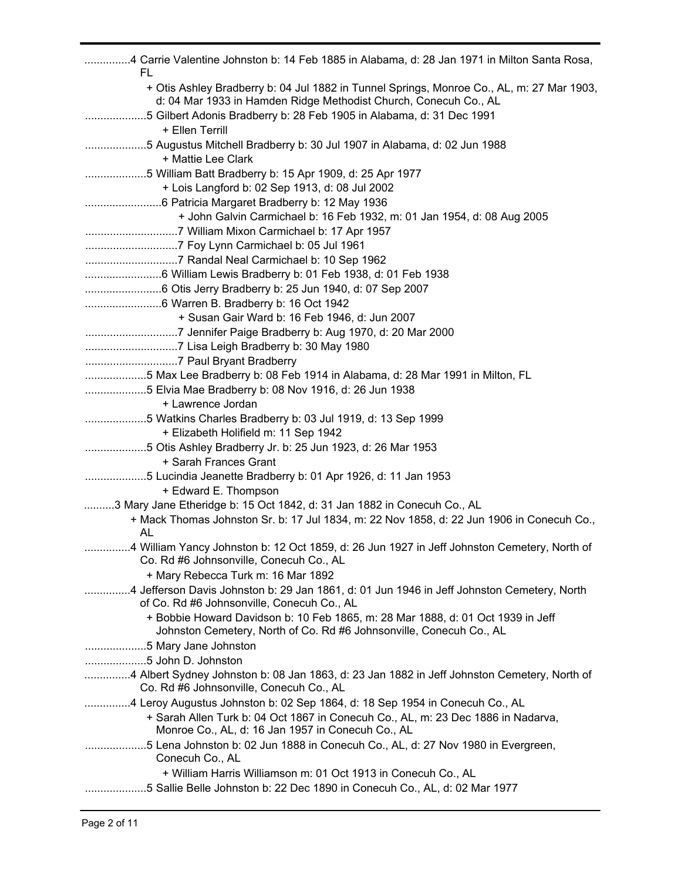...............4 Carrie Valentine Johnston b: 14 Feb 1885 in Alabama, d: 28 Jan 1971 in Milton Santa Rosa, FL

+ Otis Ashley Bradberry b: 04 Jul 1882 in Tunnel Springs, Monroe Co., AL, m: 27 Mar 1903, d: 04 Mar 1933 in Hamden Ridge Methodist Church, Conecuh Co., AL

....................5 Gilbert Adonis Bradberry b: 28 Feb 1905 in Alabama, d: 31 Dec 1991

+ Ellen Terrill

....................5 Augustus Mitchell Bradberry b: 30 Jul 1907 in Alabama, d: 02 Jun 1988

+ Mattie Lee Clark

....................5 William Batt Bradberry b: 15 Apr 1909, d: 25 Apr 1977

+ Lois Langford b: 02 Sep 1913, d: 08 Jul 2002

.........................6 Patricia Margaret Bradberry b: 12 May 1936

+ John Galvin Carmichael b: 16 Feb 1932, m: 01 Jan 1954, d: 08 Aug 2005

..............................7 William Mixon Carmichael b: 17 Apr 1957

..............................7 Foy Lynn Carmichael b: 05 Jul 1961

..............................7 Randal Neal Carmichael b: 10 Sep 1962

.........................6 William Lewis Bradberry b: 01 Feb 1938, d: 01 Feb 1938

.........................6 Otis Jerry Bradberry b: 25 Jun 1940, d: 07 Sep 2007

.........................6 Warren B. Bradberry b: 16 Oct 1942

+ Susan Gair Ward b: 16 Feb 1946, d: Jun 2007

..............................7 Jennifer Paige Bradberry b: Aug 1970, d: 20 Mar 2000

..............................7 Lisa Leigh Bradberry b: 30 May 1980

..............................7 Paul Bryant Bradberry

....................5 Max Lee Bradberry b: 08 Feb 1914 in Alabama, d: 28 Mar 1991 in Milton, FL

....................5 Elvia Mae Bradberry b: 08 Nov 1916, d: 26 Jun 1938

+ Lawrence Jordan

....................5 Watkins Charles Bradberry b: 03 Jul 1919, d: 13 Sep 1999

+ Elizabeth Holifield m: 11 Sep 1942

....................5 Otis Ashley Bradberry Jr. b: 25 Jun 1923, d: 26 Mar 1953

+ Sarah Frances Grant

....................5 Lucindia Jeanette Bradberry b: 01 Apr 1926, d: 11 Jan 1953

+ Edward E. Thompson

..........3 Mary Jane Etheridge b: 15 Oct 1842, d: 31 Jan 1882 in Conecuh Co., AL

+ Mack Thomas Johnston Sr. b: 17 Jul 1834, m: 22 Nov 1858, d: 22 Jun 1906 in Conecuh Co., AL

...............4 William Yancy Johnston b: 12 Oct 1859, d: 26 Jun 1927 in Jeff Johnston Cemetery, North of Co. Rd #6 Johnsonville, Conecuh Co., AL

+ Mary Rebecca Turk m: 16 Mar 1892

...............4 Jefferson Davis Johnston b: 29 Jan 1861, d: 01 Jun 1946 in Jeff Johnston Cemetery, North of Co. Rd #6 Johnsonville, Conecuh Co., AL

+ Bobbie Howard Davidson b: 10 Feb 1865, m: 28 Mar 1888, d: 01 Oct 1939 in Jeff Johnston Cemetery, North of Co. Rd #6 Johnsonville, Conecuh Co., AL

....................5 Mary Jane Johnston

....................5 John D. Johnston

...............4 Albert Sydney Johnston b: 08 Jan 1863, d: 23 Jan 1882 in Jeff Johnston Cemetery, North of Co. Rd #6 Johnsonville, Conecuh Co., AL

...............4 Leroy Augustus Johnston b: 02 Sep 1864, d: 18 Sep 1954 in Conecuh Co., AL

+ Sarah Allen Turk b: 04 Oct 1867 in Conecuh Co., AL, m: 23 Dec 1886 in Nadarva, Monroe Co., AL, d: 16 Jan 1957 in Conecuh Co., AL

....................5 Lena Johnston b: 02 Jun 1888 in Conecuh Co., AL, d: 27 Nov 1980 in Evergreen, Conecuh Co., AL

+ William Harris Williamson m: 01 Oct 1913 in Conecuh Co., AL

....................5 Sallie Belle Johnston b: 22 Dec 1890 in Conecuh Co., AL, d: 02 Mar 1977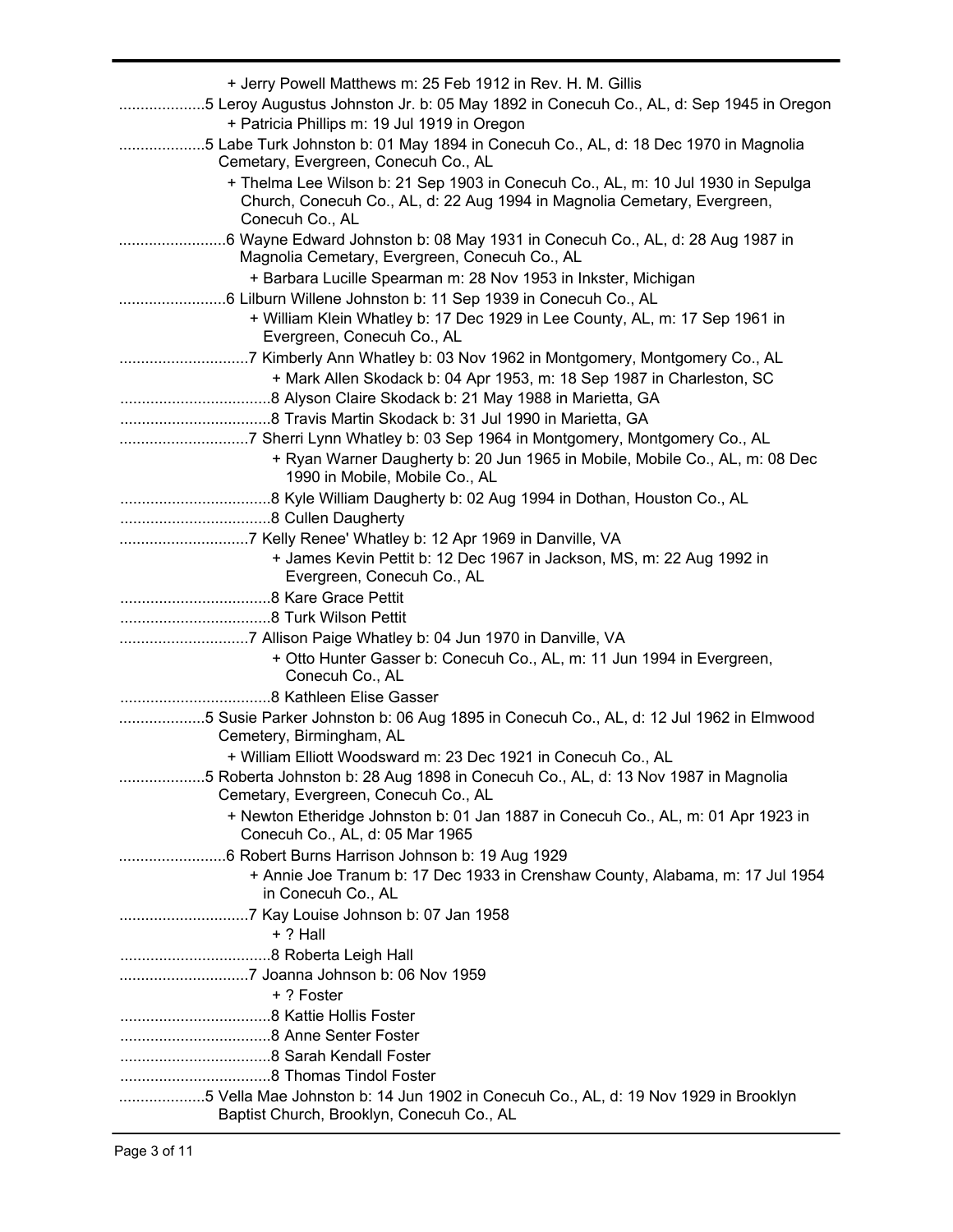+ Jerry Powell Matthews m: 25 Feb 1912 in Rev. H. M. Gillis

....................5 Leroy Augustus Johnston Jr. b: 05 May 1892 in Conecuh Co., AL, d: Sep 1945 in Oregon

+ Patricia Phillips m: 19 Jul 1919 in Oregon

....................5 Labe Turk Johnston b: 01 May 1894 in Conecuh Co., AL, d: 18 Dec 1970 in Magnolia Cemetary, Evergreen, Conecuh Co., AL

+ Thelma Lee Wilson b: 21 Sep 1903 in Conecuh Co., AL, m: 10 Jul 1930 in Sepulga Church, Conecuh Co., AL, d: 22 Aug 1994 in Magnolia Cemetary, Evergreen, Conecuh Co., AL

.........................6 Wayne Edward Johnston b: 08 May 1931 in Conecuh Co., AL, d: 28 Aug 1987 in Magnolia Cemetary, Evergreen, Conecuh Co., AL

+ Barbara Lucille Spearman m: 28 Nov 1953 in Inkster, Michigan

.........................6 Lilburn Willene Johnston b: 11 Sep 1939 in Conecuh Co., AL

+ William Klein Whatley b: 17 Dec 1929 in Lee County, AL, m: 17 Sep 1961 in Evergreen, Conecuh Co., AL

..............................7 Kimberly Ann Whatley b: 03 Nov 1962 in Montgomery, Montgomery Co., AL

+ Mark Allen Skodack b: 04 Apr 1953, m: 18 Sep 1987 in Charleston, SC

...................................8 Alyson Claire Skodack b: 21 May 1988 in Marietta, GA

...................................8 Travis Martin Skodack b: 31 Jul 1990 in Marietta, GA

..............................7 Sherri Lynn Whatley b: 03 Sep 1964 in Montgomery, Montgomery Co., AL

+ Ryan Warner Daugherty b: 20 Jun 1965 in Mobile, Mobile Co., AL, m: 08 Dec 1990 in Mobile, Mobile Co., AL

...................................8 Kyle William Daugherty b: 02 Aug 1994 in Dothan, Houston Co., AL

...................................8 Cullen Daugherty

..............................7 Kelly Renee' Whatley b: 12 Apr 1969 in Danville, VA

+ James Kevin Pettit b: 12 Dec 1967 in Jackson, MS, m: 22 Aug 1992 in Evergreen, Conecuh Co., AL

...................................8 Kare Grace Pettit

...................................8 Turk Wilson Pettit

..............................7 Allison Paige Whatley b: 04 Jun 1970 in Danville, VA

+ Otto Hunter Gasser b: Conecuh Co., AL, m: 11 Jun 1994 in Evergreen, Conecuh Co., AL

...................................8 Kathleen Elise Gasser

....................5 Susie Parker Johnston b: 06 Aug 1895 in Conecuh Co., AL, d: 12 Jul 1962 in Elmwood Cemetery, Birmingham, AL

+ William Elliott Woodsward m: 23 Dec 1921 in Conecuh Co., AL

....................5 Roberta Johnston b: 28 Aug 1898 in Conecuh Co., AL, d: 13 Nov 1987 in Magnolia Cemetary, Evergreen, Conecuh Co., AL

+ Newton Etheridge Johnston b: 01 Jan 1887 in Conecuh Co., AL, m: 01 Apr 1923 in Conecuh Co., AL, d: 05 Mar 1965

.........................6 Robert Burns Harrison Johnson b: 19 Aug 1929

+ Annie Joe Tranum b: 17 Dec 1933 in Crenshaw County, Alabama, m: 17 Jul 1954 in Conecuh Co., AL

..............................7 Kay Louise Johnson b: 07 Jan 1958

+ ? Hall

...................................8 Roberta Leigh Hall

..............................7 Joanna Johnson b: 06 Nov 1959

+ ? Foster

...................................8 Kattie Hollis Foster

...................................8 Anne Senter Foster

...................................8 Sarah Kendall Foster

...................................8 Thomas Tindol Foster

....................5 Vella Mae Johnston b: 14 Jun 1902 in Conecuh Co., AL, d: 19 Nov 1929 in Brooklyn Baptist Church, Brooklyn, Conecuh Co., AL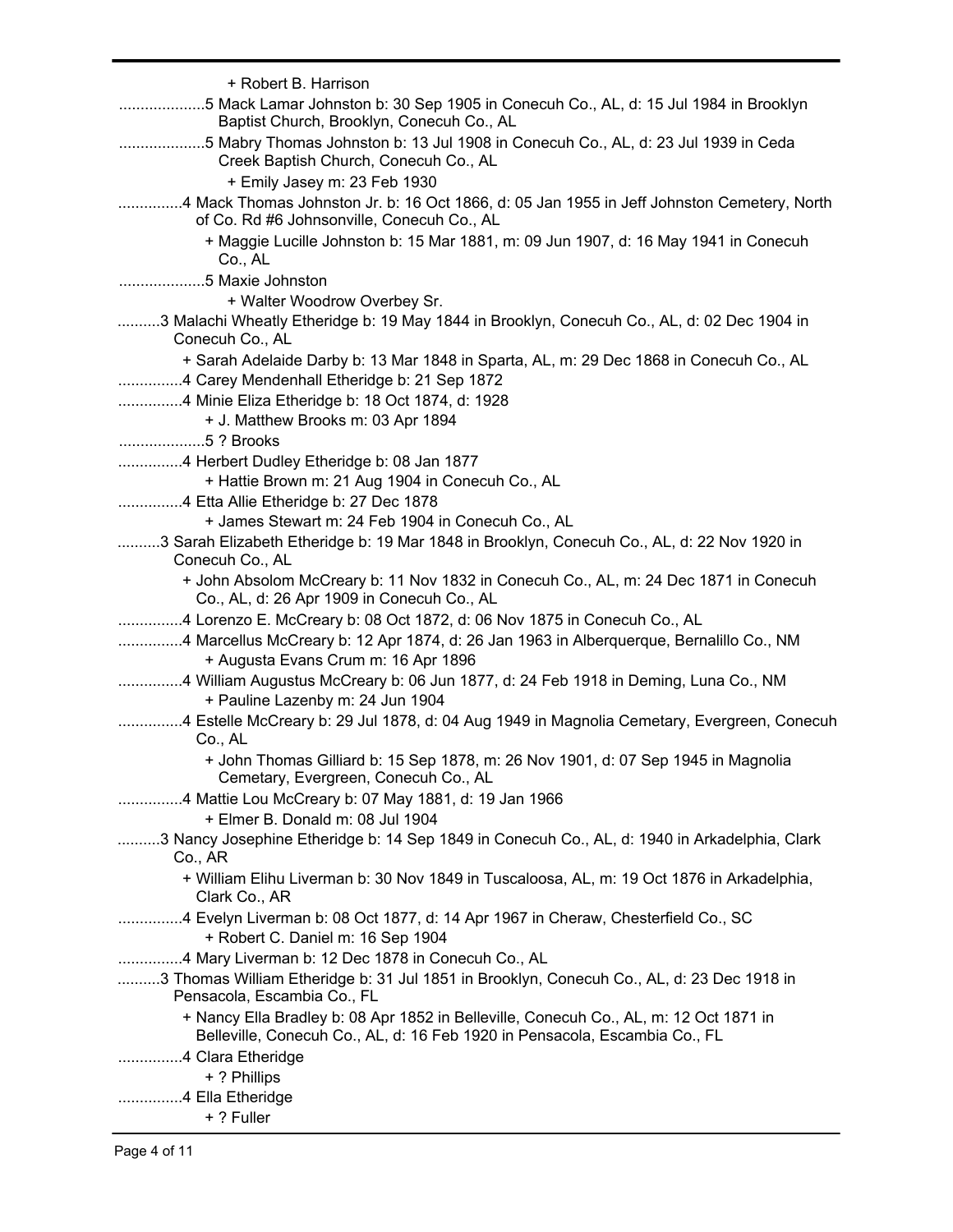+ Robert B. Harrison

....................5 Mack Lamar Johnston b: 30 Sep 1905 in Conecuh Co., AL, d: 15 Jul 1984 in Brooklyn Baptist Church, Brooklyn, Conecuh Co., AL

....................5 Mabry Thomas Johnston b: 13 Jul 1908 in Conecuh Co., AL, d: 23 Jul 1939 in Ceda Creek Baptish Church, Conecuh Co., AL

+ Emily Jasey m: 23 Feb 1930

...............4 Mack Thomas Johnston Jr. b: 16 Oct 1866, d: 05 Jan 1955 in Jeff Johnston Cemetery, North of Co. Rd #6 Johnsonville, Conecuh Co., AL

+ Maggie Lucille Johnston b: 15 Mar 1881, m: 09 Jun 1907, d: 16 May 1941 in Conecuh Co., AL

....................5 Maxie Johnston

+ Walter Woodrow Overbey Sr.

..........3 Malachi Wheatly Etheridge b: 19 May 1844 in Brooklyn, Conecuh Co., AL, d: 02 Dec 1904 in Conecuh Co., AL

+ Sarah Adelaide Darby b: 13 Mar 1848 in Sparta, AL, m: 29 Dec 1868 in Conecuh Co., AL

...............4 Carey Mendenhall Etheridge b: 21 Sep 1872

...............4 Minie Eliza Etheridge b: 18 Oct 1874, d: 1928

+ J. Matthew Brooks m: 03 Apr 1894

....................5 ? Brooks

...............4 Herbert Dudley Etheridge b: 08 Jan 1877

+ Hattie Brown m: 21 Aug 1904 in Conecuh Co., AL

...............4 Etta Allie Etheridge b: 27 Dec 1878

+ James Stewart m: 24 Feb 1904 in Conecuh Co., AL

..........3 Sarah Elizabeth Etheridge b: 19 Mar 1848 in Brooklyn, Conecuh Co., AL, d: 22 Nov 1920 in Conecuh Co., AL

+ John Absolom McCreary b: 11 Nov 1832 in Conecuh Co., AL, m: 24 Dec 1871 in Conecuh Co., AL, d: 26 Apr 1909 in Conecuh Co., AL

...............4 Lorenzo E. McCreary b: 08 Oct 1872, d: 06 Nov 1875 in Conecuh Co., AL

...............4 Marcellus McCreary b: 12 Apr 1874, d: 26 Jan 1963 in Alberquerque, Bernalillo Co., NM

+ Augusta Evans Crum m: 16 Apr 1896

...............4 William Augustus McCreary b: 06 Jun 1877, d: 24 Feb 1918 in Deming, Luna Co., NM

+ Pauline Lazenby m: 24 Jun 1904

...............4 Estelle McCreary b: 29 Jul 1878, d: 04 Aug 1949 in Magnolia Cemetary, Evergreen, Conecuh Co., AL

+ John Thomas Gilliard b: 15 Sep 1878, m: 26 Nov 1901, d: 07 Sep 1945 in Magnolia Cemetary, Evergreen, Conecuh Co., AL

...............4 Mattie Lou McCreary b: 07 May 1881, d: 19 Jan 1966

+ Elmer B. Donald m: 08 Jul 1904

..........3 Nancy Josephine Etheridge b: 14 Sep 1849 in Conecuh Co., AL, d: 1940 in Arkadelphia, Clark Co., AR

+ William Elihu Liverman b: 30 Nov 1849 in Tuscaloosa, AL, m: 19 Oct 1876 in Arkadelphia, Clark Co., AR

...............4 Evelyn Liverman b: 08 Oct 1877, d: 14 Apr 1967 in Cheraw, Chesterfield Co., SC

+ Robert C. Daniel m: 16 Sep 1904

...............4 Mary Liverman b: 12 Dec 1878 in Conecuh Co., AL

..........3 Thomas William Etheridge b: 31 Jul 1851 in Brooklyn, Conecuh Co., AL, d: 23 Dec 1918 in Pensacola, Escambia Co., FL

+ Nancy Ella Bradley b: 08 Apr 1852 in Belleville, Conecuh Co., AL, m: 12 Oct 1871 in Belleville, Conecuh Co., AL, d: 16 Feb 1920 in Pensacola, Escambia Co., FL

...............4 Clara Etheridge

+ ? Phillips

...............4 Ella Etheridge

+ ? Fuller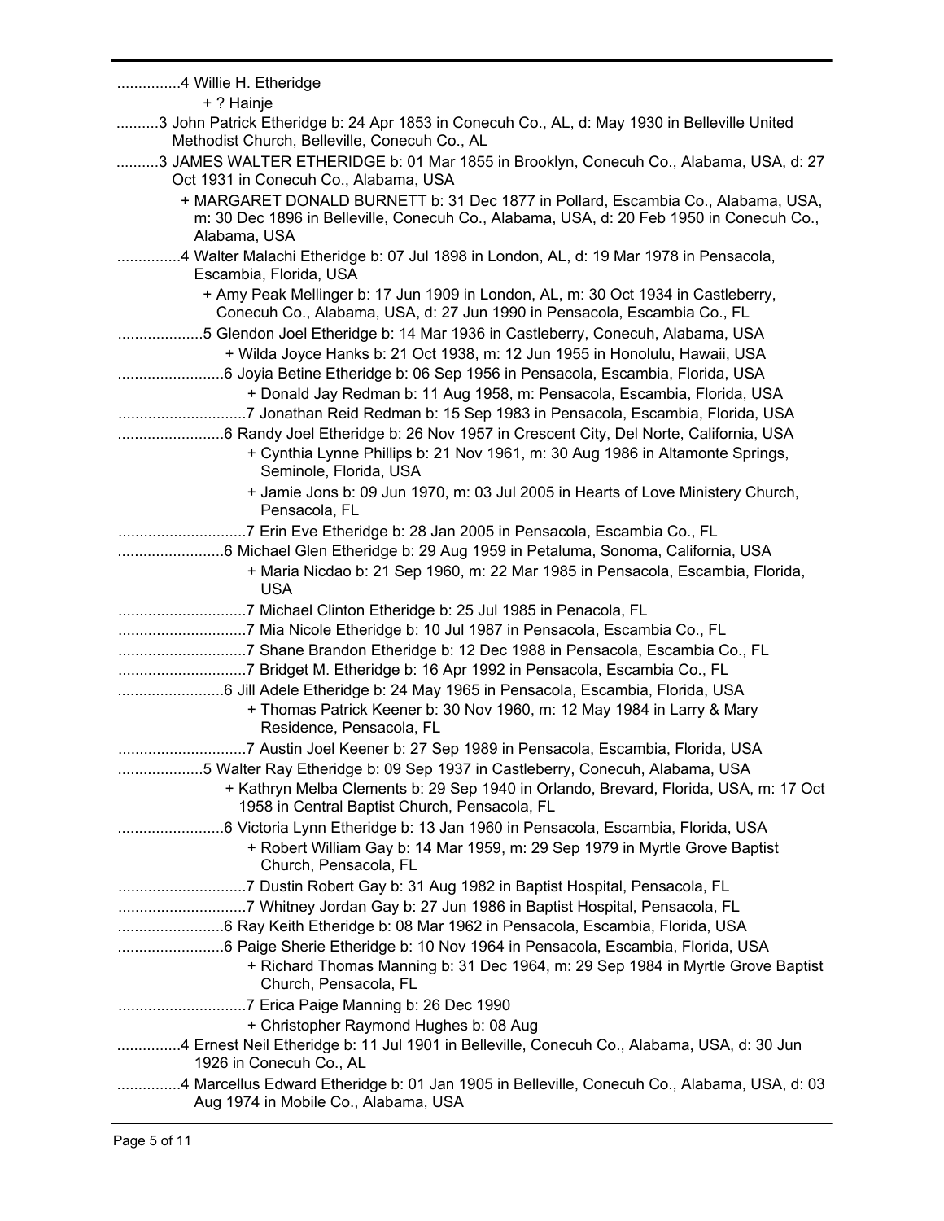...............4 Willie H. Etheridge
+ ? Hainje

..........3 John Patrick Etheridge b: 24 Apr 1853 in Conecuh Co., AL, d: May 1930 in Belleville United Methodist Church, Belleville, Conecuh Co., AL

..........3 JAMES WALTER ETHERIDGE b: 01 Mar 1855 in Brooklyn, Conecuh Co., Alabama, USA, d: 27 Oct 1931 in Conecuh Co., Alabama, USA
+ MARGARET DONALD BURNETT b: 31 Dec 1877 in Pollard, Escambia Co., Alabama, USA, m: 30 Dec 1896 in Belleville, Conecuh Co., Alabama, USA, d: 20 Feb 1950 in Conecuh Co., Alabama, USA

...............4 Walter Malachi Etheridge b: 07 Jul 1898 in London, AL, d: 19 Mar 1978 in Pensacola, Escambia, Florida, USA
+ Amy Peak Mellinger b: 17 Jun 1909 in London, AL, m: 30 Oct 1934 in Castleberry, Conecuh Co., Alabama, USA, d: 27 Jun 1990 in Pensacola, Escambia Co., FL

....................5 Glendon Joel Etheridge b: 14 Mar 1936 in Castleberry, Conecuh, Alabama, USA
+ Wilda Joyce Hanks b: 21 Oct 1938, m: 12 Jun 1955 in Honolulu, Hawaii, USA

.........................6 Joyia Betine Etheridge b: 06 Sep 1956 in Pensacola, Escambia, Florida, USA
+ Donald Jay Redman b: 11 Aug 1958, m: Pensacola, Escambia, Florida, USA

..............................7 Jonathan Reid Redman b: 15 Sep 1983 in Pensacola, Escambia, Florida, USA

.........................6 Randy Joel Etheridge b: 26 Nov 1957 in Crescent City, Del Norte, California, USA
+ Cynthia Lynne Phillips b: 21 Nov 1961, m: 30 Aug 1986 in Altamonte Springs, Seminole, Florida, USA
+ Jamie Jons b: 09 Jun 1970, m: 03 Jul 2005 in Hearts of Love Ministery Church, Pensacola, FL

..............................7 Erin Eve Etheridge b: 28 Jan 2005 in Pensacola, Escambia Co., FL

.........................6 Michael Glen Etheridge b: 29 Aug 1959 in Petaluma, Sonoma, California, USA
+ Maria Nicdao b: 21 Sep 1960, m: 22 Mar 1985 in Pensacola, Escambia, Florida, USA

..............................7 Michael Clinton Etheridge b: 25 Jul 1985 in Penacola, FL

..............................7 Mia Nicole Etheridge b: 10 Jul 1987 in Pensacola, Escambia Co., FL

..............................7 Shane Brandon Etheridge b: 12 Dec 1988 in Pensacola, Escambia Co., FL

..............................7 Bridget M. Etheridge b: 16 Apr 1992 in Pensacola, Escambia Co., FL

.........................6 Jill Adele Etheridge b: 24 May 1965 in Pensacola, Escambia, Florida, USA
+ Thomas Patrick Keener b: 30 Nov 1960, m: 12 May 1984 in Larry & Mary Residence, Pensacola, FL

..............................7 Austin Joel Keener b: 27 Sep 1989 in Pensacola, Escambia, Florida, USA

....................5 Walter Ray Etheridge b: 09 Sep 1937 in Castleberry, Conecuh, Alabama, USA
+ Kathryn Melba Clements b: 29 Sep 1940 in Orlando, Brevard, Florida, USA, m: 17 Oct 1958 in Central Baptist Church, Pensacola, FL

.........................6 Victoria Lynn Etheridge b: 13 Jan 1960 in Pensacola, Escambia, Florida, USA
+ Robert William Gay b: 14 Mar 1959, m: 29 Sep 1979 in Myrtle Grove Baptist Church, Pensacola, FL

..............................7 Dustin Robert Gay b: 31 Aug 1982 in Baptist Hospital, Pensacola, FL

..............................7 Whitney Jordan Gay b: 27 Jun 1986 in Baptist Hospital, Pensacola, FL

.........................6 Ray Keith Etheridge b: 08 Mar 1962 in Pensacola, Escambia, Florida, USA

.........................6 Paige Sherie Etheridge b: 10 Nov 1964 in Pensacola, Escambia, Florida, USA
+ Richard Thomas Manning b: 31 Dec 1964, m: 29 Sep 1984 in Myrtle Grove Baptist Church, Pensacola, FL

..............................7 Erica Paige Manning b: 26 Dec 1990
+ Christopher Raymond Hughes b: 08 Aug

...............4 Ernest Neil Etheridge b: 11 Jul 1901 in Belleville, Conecuh Co., Alabama, USA, d: 30 Jun 1926 in Conecuh Co., AL

...............4 Marcellus Edward Etheridge b: 01 Jan 1905 in Belleville, Conecuh Co., Alabama, USA, d: 03 Aug 1974 in Mobile Co., Alabama, USA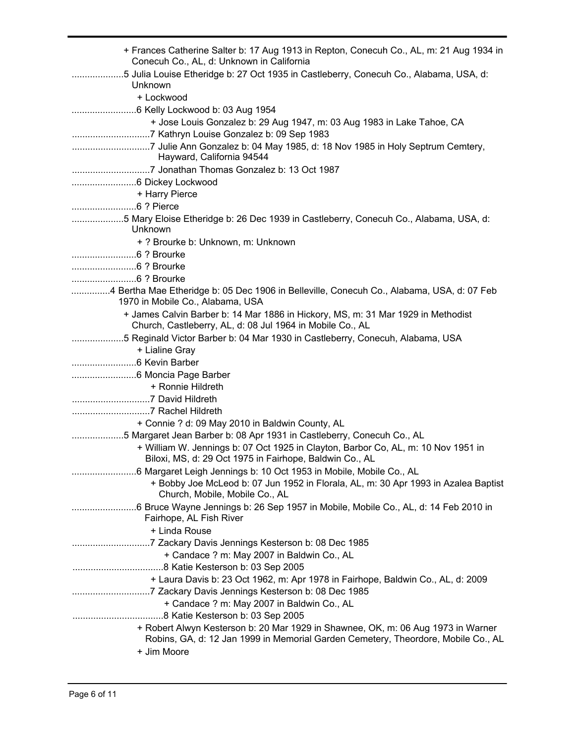+ Frances Catherine Salter b: 17 Aug 1913 in Repton, Conecuh Co., AL, m: 21 Aug 1934 in Conecuh Co., AL, d: Unknown in California

....................5 Julia Louise Etheridge b: 27 Oct 1935 in Castleberry, Conecuh Co., Alabama, USA, d: Unknown

+ Lockwood

.........................6 Kelly Lockwood b: 03 Aug 1954

+ Jose Louis Gonzalez b: 29 Aug 1947, m: 03 Aug 1983 in Lake Tahoe, CA

..............................7 Kathryn Louise Gonzalez b: 09 Sep 1983

..............................7 Julie Ann Gonzalez b: 04 May 1985, d: 18 Nov 1985 in Holy Septrum Cemtery, Hayward, California 94544

..............................7 Jonathan Thomas Gonzalez b: 13 Oct 1987

.........................6 Dickey Lockwood

+ Harry Pierce

.........................6 ? Pierce

....................5 Mary Eloise Etheridge b: 26 Dec 1939 in Castleberry, Conecuh Co., Alabama, USA, d: Unknown

+ ? Brourke b: Unknown, m: Unknown

.........................6 ? Brourke

.........................6 ? Brourke

.........................6 ? Brourke

...............4 Bertha Mae Etheridge b: 05 Dec 1906 in Belleville, Conecuh Co., Alabama, USA, d: 07 Feb 1970 in Mobile Co., Alabama, USA

+ James Calvin Barber b: 14 Mar 1886 in Hickory, MS, m: 31 Mar 1929 in Methodist Church, Castleberry, AL, d: 08 Jul 1964 in Mobile Co., AL

....................5 Reginald Victor Barber b: 04 Mar 1930 in Castleberry, Conecuh, Alabama, USA

+ Lialine Gray

.........................6 Kevin Barber

.........................6 Moncia Page Barber

+ Ronnie Hildreth

..............................7 David Hildreth

..............................7 Rachel Hildreth

+ Connie ? d: 09 May 2010 in Baldwin County, AL

....................5 Margaret Jean Barber b: 08 Apr 1931 in Castleberry, Conecuh Co., AL

+ William W. Jennings b: 07 Oct 1925 in Clayton, Barbor Co, AL, m: 10 Nov 1951 in Biloxi, MS, d: 29 Oct 1975 in Fairhope, Baldwin Co., AL

.........................6 Margaret Leigh Jennings b: 10 Oct 1953 in Mobile, Mobile Co., AL

+ Bobby Joe McLeod b: 07 Jun 1952 in Florala, AL, m: 30 Apr 1993 in Azalea Baptist Church, Mobile, Mobile Co., AL

.........................6 Bruce Wayne Jennings b: 26 Sep 1957 in Mobile, Mobile Co., AL, d: 14 Feb 2010 in Fairhope, AL Fish River

+ Linda Rouse

..............................7 Zackary Davis Jennings Kesterson b: 08 Dec 1985

+ Candace ? m: May 2007 in Baldwin Co., AL

...................................8 Katie Kesterson b: 03 Sep 2005

+ Laura Davis b: 23 Oct 1962, m: Apr 1978 in Fairhope, Baldwin Co., AL, d: 2009

..............................7 Zackary Davis Jennings Kesterson b: 08 Dec 1985

+ Candace ? m: May 2007 in Baldwin Co., AL

...................................8 Katie Kesterson b: 03 Sep 2005

+ Robert Alwyn Kesterson b: 20 Mar 1929 in Shawnee, OK, m: 06 Aug 1973 in Warner Robins, GA, d: 12 Jan 1999 in Memorial Garden Cemetery, Theordore, Mobile Co., AL

+ Jim Moore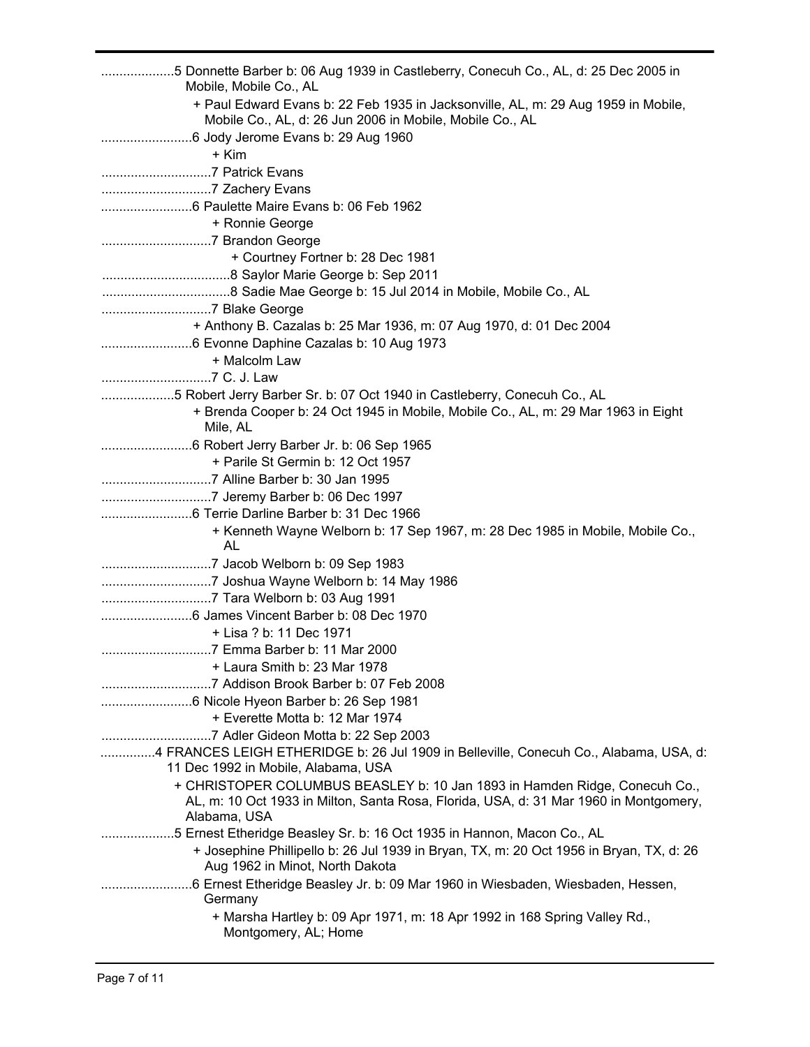....................5 Donnette Barber b: 06 Aug 1939 in Castleberry, Conecuh Co., AL, d: 25 Dec 2005 in Mobile, Mobile Co., AL

+ Paul Edward Evans b: 22 Feb 1935 in Jacksonville, AL, m: 29 Aug 1959 in Mobile, Mobile Co., AL, d: 26 Jun 2006 in Mobile, Mobile Co., AL

.........................6 Jody Jerome Evans b: 29 Aug 1960

+ Kim

..............................7 Patrick Evans

..............................7 Zachery Evans

.........................6 Paulette Maire Evans b: 06 Feb 1962

+ Ronnie George

..............................7 Brandon George

+ Courtney Fortner b: 28 Dec 1981

...................................8 Saylor Marie George b: Sep 2011

...................................8 Sadie Mae George b: 15 Jul 2014 in Mobile, Mobile Co., AL

..............................7 Blake George

+ Anthony B. Cazalas b: 25 Mar 1936, m: 07 Aug 1970, d: 01 Dec 2004

.........................6 Evonne Daphine Cazalas b: 10 Aug 1973

+ Malcolm Law

..............................7 C. J. Law

....................5 Robert Jerry Barber Sr. b: 07 Oct 1940 in Castleberry, Conecuh Co., AL

+ Brenda Cooper b: 24 Oct 1945 in Mobile, Mobile Co., AL, m: 29 Mar 1963 in Eight Mile, AL

.........................6 Robert Jerry Barber Jr. b: 06 Sep 1965

+ Parile St Germin b: 12 Oct 1957

..............................7 Alline Barber b: 30 Jan 1995

..............................7 Jeremy Barber b: 06 Dec 1997

.........................6 Terrie Darline Barber b: 31 Dec 1966

+ Kenneth Wayne Welborn b: 17 Sep 1967, m: 28 Dec 1985 in Mobile, Mobile Co., AL

..............................7 Jacob Welborn b: 09 Sep 1983

..............................7 Joshua Wayne Welborn b: 14 May 1986

..............................7 Tara Welborn b: 03 Aug 1991

.........................6 James Vincent Barber b: 08 Dec 1970

+ Lisa ? b: 11 Dec 1971

..............................7 Emma Barber b: 11 Mar 2000

+ Laura Smith b: 23 Mar 1978

..............................7 Addison Brook Barber b: 07 Feb 2008

.........................6 Nicole Hyeon Barber b: 26 Sep 1981

+ Everette Motta b: 12 Mar 1974

..............................7 Adler Gideon Motta b: 22 Sep 2003

...............4 FRANCES LEIGH ETHERIDGE b: 26 Jul 1909 in Belleville, Conecuh Co., Alabama, USA, d: 11 Dec 1992 in Mobile, Alabama, USA

+ CHRISTOPER COLUMBUS BEASLEY b: 10 Jan 1893 in Hamden Ridge, Conecuh Co., AL, m: 10 Oct 1933 in Milton, Santa Rosa, Florida, USA, d: 31 Mar 1960 in Montgomery, Alabama, USA

....................5 Ernest Etheridge Beasley Sr. b: 16 Oct 1935 in Hannon, Macon Co., AL

+ Josephine Phillipello b: 26 Jul 1939 in Bryan, TX, m: 20 Oct 1956 in Bryan, TX, d: 26 Aug 1962 in Minot, North Dakota

.........................6 Ernest Etheridge Beasley Jr. b: 09 Mar 1960 in Wiesbaden, Wiesbaden, Hessen, Germany

+ Marsha Hartley b: 09 Apr 1971, m: 18 Apr 1992 in 168 Spring Valley Rd., Montgomery, AL; Home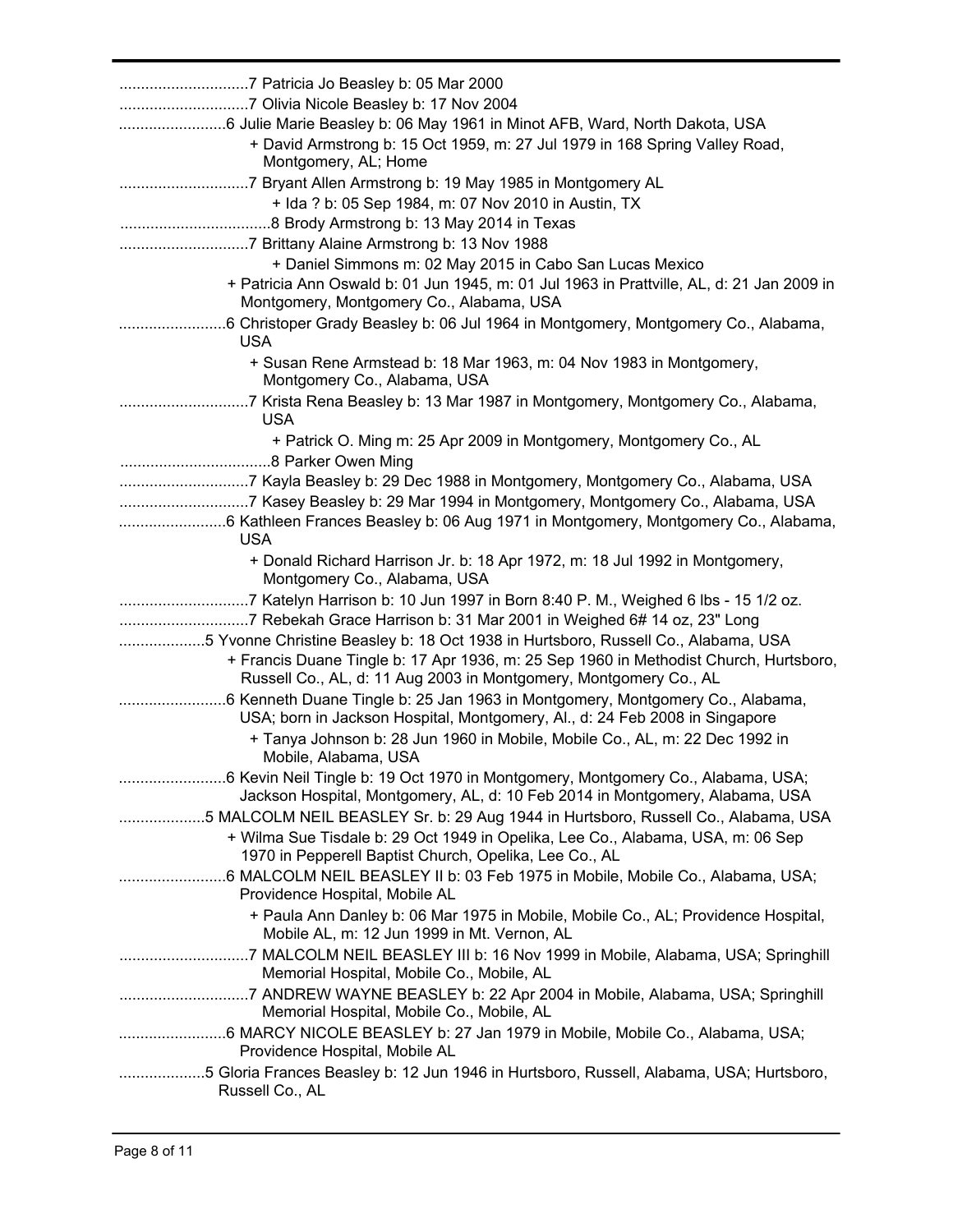..............................7 Patricia Jo Beasley b: 05 Mar 2000

..............................7 Olivia Nicole Beasley b: 17 Nov 2004

.........................6 Julie Marie Beasley b: 06 May 1961 in Minot AFB, Ward, North Dakota, USA

+ David Armstrong b: 15 Oct 1959, m: 27 Jul 1979 in 168 Spring Valley Road, Montgomery, AL; Home

..............................7 Bryant Allen Armstrong b: 19 May 1985 in Montgomery AL

+ Ida ? b: 05 Sep 1984, m: 07 Nov 2010 in Austin, TX

...................................8 Brody Armstrong b: 13 May 2014 in Texas

..............................7 Brittany Alaine Armstrong b: 13 Nov 1988

+ Daniel Simmons m: 02 May 2015 in Cabo San Lucas Mexico

+ Patricia Ann Oswald b: 01 Jun 1945, m: 01 Jul 1963 in Prattville, AL, d: 21 Jan 2009 in Montgomery, Montgomery Co., Alabama, USA

.........................6 Christoper Grady Beasley b: 06 Jul 1964 in Montgomery, Montgomery Co., Alabama, USA

+ Susan Rene Armstead b: 18 Mar 1963, m: 04 Nov 1983 in Montgomery, Montgomery Co., Alabama, USA

..............................7 Krista Rena Beasley b: 13 Mar 1987 in Montgomery, Montgomery Co., Alabama, USA

+ Patrick O. Ming m: 25 Apr 2009 in Montgomery, Montgomery Co., AL

...................................8 Parker Owen Ming

..............................7 Kayla Beasley b: 29 Dec 1988 in Montgomery, Montgomery Co., Alabama, USA

..............................7 Kasey Beasley b: 29 Mar 1994 in Montgomery, Montgomery Co., Alabama, USA

.........................6 Kathleen Frances Beasley b: 06 Aug 1971 in Montgomery, Montgomery Co., Alabama, USA

+ Donald Richard Harrison Jr. b: 18 Apr 1972, m: 18 Jul 1992 in Montgomery, Montgomery Co., Alabama, USA

..............................7 Katelyn Harrison b: 10 Jun 1997 in Born 8:40 P. M., Weighed 6 lbs - 15 1/2 oz.

..............................7 Rebekah Grace Harrison b: 31 Mar 2001 in Weighed 6# 14 oz, 23" Long

....................5 Yvonne Christine Beasley b: 18 Oct 1938 in Hurtsboro, Russell Co., Alabama, USA

+ Francis Duane Tingle b: 17 Apr 1936, m: 25 Sep 1960 in Methodist Church, Hurtsboro, Russell Co., AL, d: 11 Aug 2003 in Montgomery, Montgomery Co., AL

.........................6 Kenneth Duane Tingle b: 25 Jan 1963 in Montgomery, Montgomery Co., Alabama, USA; born in Jackson Hospital, Montgomery, Al., d: 24 Feb 2008 in Singapore

+ Tanya Johnson b: 28 Jun 1960 in Mobile, Mobile Co., AL, m: 22 Dec 1992 in Mobile, Alabama, USA

.........................6 Kevin Neil Tingle b: 19 Oct 1970 in Montgomery, Montgomery Co., Alabama, USA; Jackson Hospital, Montgomery, AL, d: 10 Feb 2014 in Montgomery, Alabama, USA

....................5 MALCOLM NEIL BEASLEY Sr. b: 29 Aug 1944 in Hurtsboro, Russell Co., Alabama, USA

+ Wilma Sue Tisdale b: 29 Oct 1949 in Opelika, Lee Co., Alabama, USA, m: 06 Sep 1970 in Pepperell Baptist Church, Opelika, Lee Co., AL

.........................6 MALCOLM NEIL BEASLEY II b: 03 Feb 1975 in Mobile, Mobile Co., Alabama, USA; Providence Hospital, Mobile AL

+ Paula Ann Danley b: 06 Mar 1975 in Mobile, Mobile Co., AL; Providence Hospital, Mobile AL, m: 12 Jun 1999 in Mt. Vernon, AL

..............................7 MALCOLM NEIL BEASLEY III b: 16 Nov 1999 in Mobile, Alabama, USA; Springhill Memorial Hospital, Mobile Co., Mobile, AL

..............................7 ANDREW WAYNE BEASLEY b: 22 Apr 2004 in Mobile, Alabama, USA; Springhill Memorial Hospital, Mobile Co., Mobile, AL

.........................6 MARCY NICOLE BEASLEY b: 27 Jan 1979 in Mobile, Mobile Co., Alabama, USA; Providence Hospital, Mobile AL

....................5 Gloria Frances Beasley b: 12 Jun 1946 in Hurtsboro, Russell, Alabama, USA; Hurtsboro, Russell Co., AL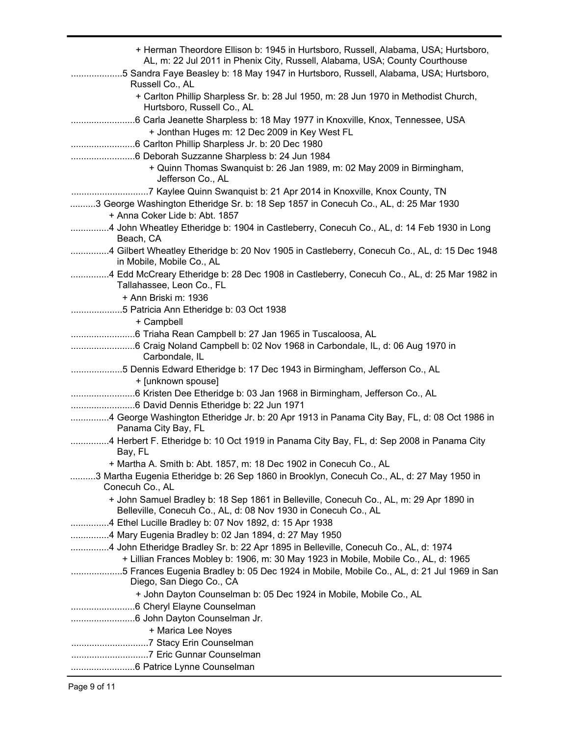+ Herman Theordore Ellison b: 1945 in Hurtsboro, Russell, Alabama, USA; Hurtsboro, AL, m: 22 Jul 2011 in Phenix City, Russell, Alabama, USA; County Courthouse

....................5 Sandra Faye Beasley b: 18 May 1947 in Hurtsboro, Russell, Alabama, USA; Hurtsboro, Russell Co., AL

+ Carlton Phillip Sharpless Sr. b: 28 Jul 1950, m: 28 Jun 1970 in Methodist Church, Hurtsboro, Russell Co., AL

.........................6 Carla Jeanette Sharpless b: 18 May 1977 in Knoxville, Knox, Tennessee, USA

+ Jonthan Huges m: 12 Dec 2009 in Key West FL

.........................6 Carlton Phillip Sharpless Jr. b: 20 Dec 1980

.........................6 Deborah Suzzanne Sharpless b: 24 Jun 1984

+ Quinn Thomas Swanquist b: 26 Jan 1989, m: 02 May 2009 in Birmingham, Jefferson Co., AL

..............................7 Kaylee Quinn Swanquist b: 21 Apr 2014 in Knoxville, Knox County, TN

..........3 George Washington Etheridge Sr. b: 18 Sep 1857 in Conecuh Co., AL, d: 25 Mar 1930

+ Anna Coker Lide b: Abt. 1857

...............4 John Wheatley Etheridge b: 1904 in Castleberry, Conecuh Co., AL, d: 14 Feb 1930 in Long Beach, CA

...............4 Gilbert Wheatley Etheridge b: 20 Nov 1905 in Castleberry, Conecuh Co., AL, d: 15 Dec 1948 in Mobile, Mobile Co., AL

...............4 Edd McCreary Etheridge b: 28 Dec 1908 in Castleberry, Conecuh Co., AL, d: 25 Mar 1982 in Tallahassee, Leon Co., FL

+ Ann Briski m: 1936

....................5 Patricia Ann Etheridge b: 03 Oct 1938

+ Campbell

.........................6 Triaha Rean Campbell b: 27 Jan 1965 in Tuscaloosa, AL

.........................6 Craig Noland Campbell b: 02 Nov 1968 in Carbondale, IL, d: 06 Aug 1970 in Carbondale, IL

....................5 Dennis Edward Etheridge b: 17 Dec 1943 in Birmingham, Jefferson Co., AL

+ [unknown spouse]

.........................6 Kristen Dee Etheridge b: 03 Jan 1968 in Birmingham, Jefferson Co., AL

.........................6 David Dennis Etheridge b: 22 Jun 1971

...............4 George Washington Etheridge Jr. b: 20 Apr 1913 in Panama City Bay, FL, d: 08 Oct 1986 in Panama City Bay, FL

...............4 Herbert F. Etheridge b: 10 Oct 1919 in Panama City Bay, FL, d: Sep 2008 in Panama City Bay, FL

+ Martha A. Smith b: Abt. 1857, m: 18 Dec 1902 in Conecuh Co., AL

..........3 Martha Eugenia Etheridge b: 26 Sep 1860 in Brooklyn, Conecuh Co., AL, d: 27 May 1950 in Conecuh Co., AL

+ John Samuel Bradley b: 18 Sep 1861 in Belleville, Conecuh Co., AL, m: 29 Apr 1890 in Belleville, Conecuh Co., AL, d: 08 Nov 1930 in Conecuh Co., AL

...............4 Ethel Lucille Bradley b: 07 Nov 1892, d: 15 Apr 1938

...............4 Mary Eugenia Bradley b: 02 Jan 1894, d: 27 May 1950

...............4 John Etheridge Bradley Sr. b: 22 Apr 1895 in Belleville, Conecuh Co., AL, d: 1974

+ Lillian Frances Mobley b: 1906, m: 30 May 1923 in Mobile, Mobile Co., AL, d: 1965

....................5 Frances Eugenia Bradley b: 05 Dec 1924 in Mobile, Mobile Co., AL, d: 21 Jul 1969 in San Diego, San Diego Co., CA

+ John Dayton Counselman b: 05 Dec 1924 in Mobile, Mobile Co., AL

.........................6 Cheryl Elayne Counselman

.........................6 John Dayton Counselman Jr.

+ Marica Lee Noyes

..............................7 Stacy Erin Counselman

..............................7 Eric Gunnar Counselman

.........................6 Patrice Lynne Counselman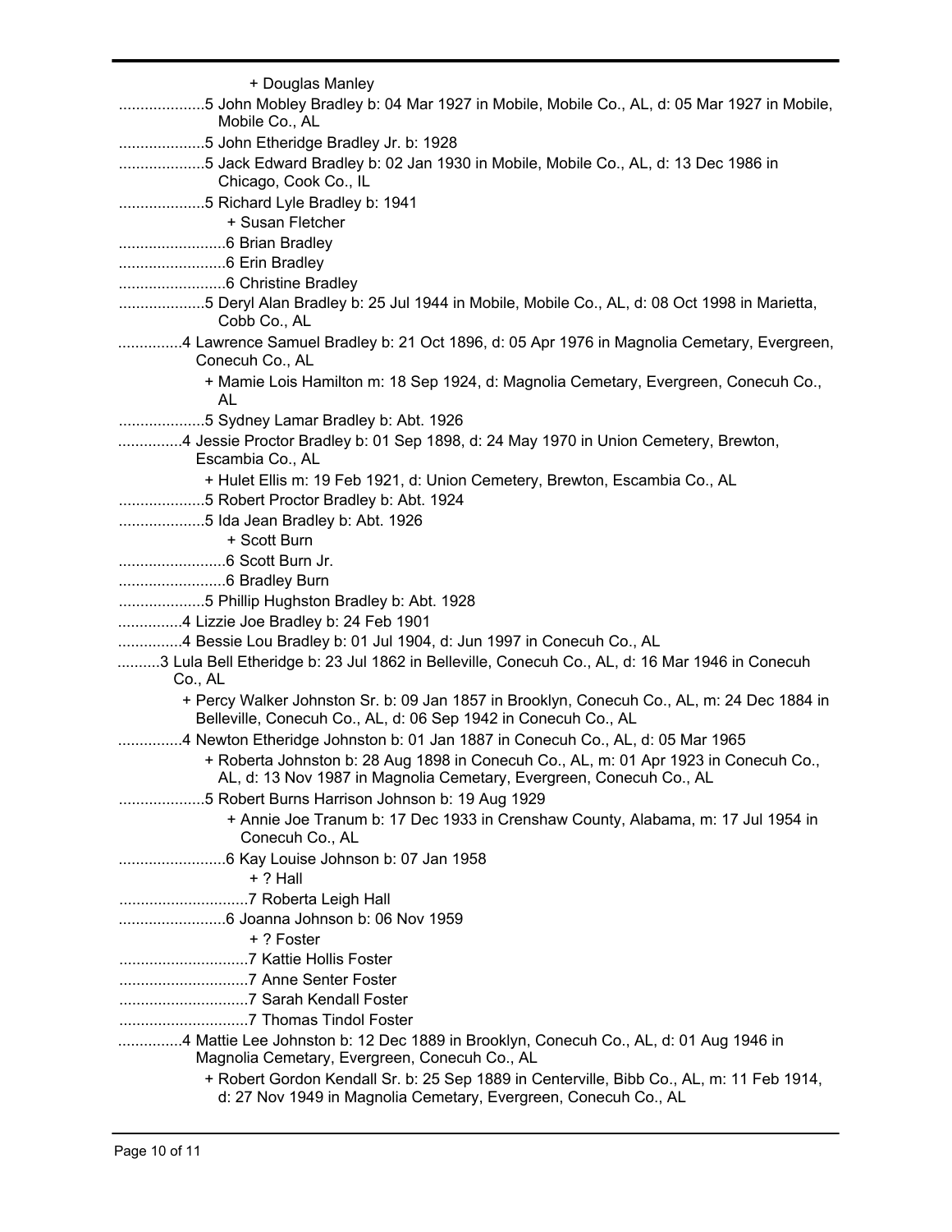+ Douglas Manley

....................5 John Mobley Bradley b: 04 Mar 1927 in Mobile, Mobile Co., AL, d: 05 Mar 1927 in Mobile, Mobile Co., AL

....................5 John Etheridge Bradley Jr. b: 1928

....................5 Jack Edward Bradley b: 02 Jan 1930 in Mobile, Mobile Co., AL, d: 13 Dec 1986 in Chicago, Cook Co., IL

....................5 Richard Lyle Bradley b: 1941

+ Susan Fletcher

.........................6 Brian Bradley

.........................6 Erin Bradley

.........................6 Christine Bradley

....................5 Deryl Alan Bradley b: 25 Jul 1944 in Mobile, Mobile Co., AL, d: 08 Oct 1998 in Marietta, Cobb Co., AL

...............4 Lawrence Samuel Bradley b: 21 Oct 1896, d: 05 Apr 1976 in Magnolia Cemetary, Evergreen, Conecuh Co., AL

+ Mamie Lois Hamilton m: 18 Sep 1924, d: Magnolia Cemetary, Evergreen, Conecuh Co., AL

....................5 Sydney Lamar Bradley b: Abt. 1926

...............4 Jessie Proctor Bradley b: 01 Sep 1898, d: 24 May 1970 in Union Cemetery, Brewton, Escambia Co., AL

+ Hulet Ellis m: 19 Feb 1921, d: Union Cemetery, Brewton, Escambia Co., AL

....................5 Robert Proctor Bradley b: Abt. 1924

....................5 Ida Jean Bradley b: Abt. 1926

+ Scott Burn

.........................6 Scott Burn Jr.

.........................6 Bradley Burn

....................5 Phillip Hughston Bradley b: Abt. 1928

...............4 Lizzie Joe Bradley b: 24 Feb 1901

...............4 Bessie Lou Bradley b: 01 Jul 1904, d: Jun 1997 in Conecuh Co., AL

..........3 Lula Bell Etheridge b: 23 Jul 1862 in Belleville, Conecuh Co., AL, d: 16 Mar 1946 in Conecuh Co., AL

+ Percy Walker Johnston Sr. b: 09 Jan 1857 in Brooklyn, Conecuh Co., AL, m: 24 Dec 1884 in Belleville, Conecuh Co., AL, d: 06 Sep 1942 in Conecuh Co., AL

...............4 Newton Etheridge Johnston b: 01 Jan 1887 in Conecuh Co., AL, d: 05 Mar 1965

+ Roberta Johnston b: 28 Aug 1898 in Conecuh Co., AL, m: 01 Apr 1923 in Conecuh Co., AL, d: 13 Nov 1987 in Magnolia Cemetary, Evergreen, Conecuh Co., AL

....................5 Robert Burns Harrison Johnson b: 19 Aug 1929

+ Annie Joe Tranum b: 17 Dec 1933 in Crenshaw County, Alabama, m: 17 Jul 1954 in Conecuh Co., AL

.........................6 Kay Louise Johnson b: 07 Jan 1958

+ ? Hall

..............................7 Roberta Leigh Hall

.........................6 Joanna Johnson b: 06 Nov 1959

+ ? Foster

..............................7 Kattie Hollis Foster

..............................7 Anne Senter Foster

..............................7 Sarah Kendall Foster

..............................7 Thomas Tindol Foster

...............4 Mattie Lee Johnston b: 12 Dec 1889 in Brooklyn, Conecuh Co., AL, d: 01 Aug 1946 in Magnolia Cemetary, Evergreen, Conecuh Co., AL

+ Robert Gordon Kendall Sr. b: 25 Sep 1889 in Centerville, Bibb Co., AL, m: 11 Feb 1914, d: 27 Nov 1949 in Magnolia Cemetary, Evergreen, Conecuh Co., AL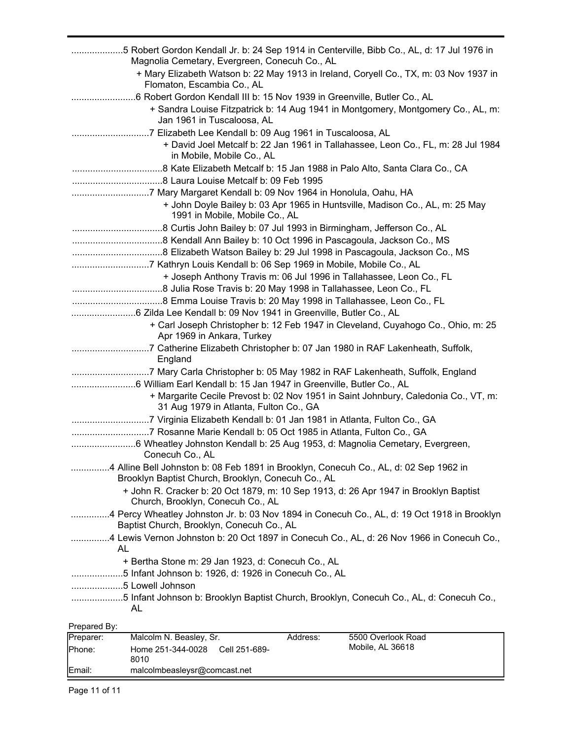....................5 Robert Gordon Kendall Jr. b: 24 Sep 1914 in Centerville, Bibb Co., AL, d: 17 Jul 1976 in Magnolia Cemetary, Evergreen, Conecuh Co., AL

+ Mary Elizabeth Watson b: 22 May 1913 in Ireland, Coryell Co., TX, m: 03 Nov 1937 in Flomaton, Escambia Co., AL

.........................6 Robert Gordon Kendall III b: 15 Nov 1939 in Greenville, Butler Co., AL

+ Sandra Louise Fitzpatrick b: 14 Aug 1941 in Montgomery, Montgomery Co., AL, m: Jan 1961 in Tuscaloosa, AL

..............................7 Elizabeth Lee Kendall b: 09 Aug 1961 in Tuscaloosa, AL

+ David Joel Metcalf b: 22 Jan 1961 in Tallahassee, Leon Co., FL, m: 28 Jul 1984 in Mobile, Mobile Co., AL

...................................8 Kate Elizabeth Metcalf b: 15 Jan 1988 in Palo Alto, Santa Clara Co., CA

...................................8 Laura Louise Metcalf b: 09 Feb 1995

..............................7 Mary Margaret Kendall b: 09 Nov 1964 in Honolula, Oahu, HA

+ John Doyle Bailey b: 03 Apr 1965 in Huntsville, Madison Co., AL, m: 25 May 1991 in Mobile, Mobile Co., AL

...................................8 Curtis John Bailey b: 07 Jul 1993 in Birmingham, Jefferson Co., AL

...................................8 Kendall Ann Bailey b: 10 Oct 1996 in Pascagoula, Jackson Co., MS

...................................8 Elizabeth Watson Bailey b: 29 Jul 1998 in Pascagoula, Jackson Co., MS

..............................7 Kathryn Louis Kendall b: 06 Sep 1969 in Mobile, Mobile Co., AL

+ Joseph Anthony Travis m: 06 Jul 1996 in Tallahassee, Leon Co., FL

...................................8 Julia Rose Travis b: 20 May 1998 in Tallahassee, Leon Co., FL

...................................8 Emma Louise Travis b: 20 May 1998 in Tallahassee, Leon Co., FL

.........................6 Zilda Lee Kendall b: 09 Nov 1941 in Greenville, Butler Co., AL

+ Carl Joseph Christopher b: 12 Feb 1947 in Cleveland, Cuyahogo Co., Ohio, m: 25 Apr 1969 in Ankara, Turkey

..............................7 Catherine Elizabeth Christopher b: 07 Jan 1980 in RAF Lakenheath, Suffolk, England

..............................7 Mary Carla Christopher b: 05 May 1982 in RAF Lakenheath, Suffolk, England

.........................6 William Earl Kendall b: 15 Jan 1947 in Greenville, Butler Co., AL

+ Margarite Cecile Prevost b: 02 Nov 1951 in Saint Johnbury, Caledonia Co., VT, m: 31 Aug 1979 in Atlanta, Fulton Co., GA

..............................7 Virginia Elizabeth Kendall b: 01 Jan 1981 in Atlanta, Fulton Co., GA

..............................7 Rosanne Marie Kendall b: 05 Oct 1985 in Atlanta, Fulton Co., GA

.........................6 Wheatley Johnston Kendall b: 25 Aug 1953, d: Magnolia Cemetary, Evergreen, Conecuh Co., AL

...............4 Alline Bell Johnston b: 08 Feb 1891 in Brooklyn, Conecuh Co., AL, d: 02 Sep 1962 in Brooklyn Baptist Church, Brooklyn, Conecuh Co., AL

+ John R. Cracker b: 20 Oct 1879, m: 10 Sep 1913, d: 26 Apr 1947 in Brooklyn Baptist Church, Brooklyn, Conecuh Co., AL

...............4 Percy Wheatley Johnston Jr. b: 03 Nov 1894 in Conecuh Co., AL, d: 19 Oct 1918 in Brooklyn Baptist Church, Brooklyn, Conecuh Co., AL

...............4 Lewis Vernon Johnston b: 20 Oct 1897 in Conecuh Co., AL, d: 26 Nov 1966 in Conecuh Co., AL

+ Bertha Stone m: 29 Jan 1923, d: Conecuh Co., AL

....................5 Infant Johnson b: 1926, d: 1926 in Conecuh Co., AL

....................5 Lowell Johnson

....................5 Infant Johnson b: Brooklyn Baptist Church, Brooklyn, Conecuh Co., AL, d: Conecuh Co., AL

Prepared By:

| | | | |
|---|---|---|---|
| Preparer: | Malcolm N. Beasley, Sr. | Address: | 5500 Overlook Road Mobile, AL 36618 |
| Phone: | Home 251-344-0028 Cell 251-689-8010 | | |
| Email: | malcolmbeasleysr@comcast.net | | |